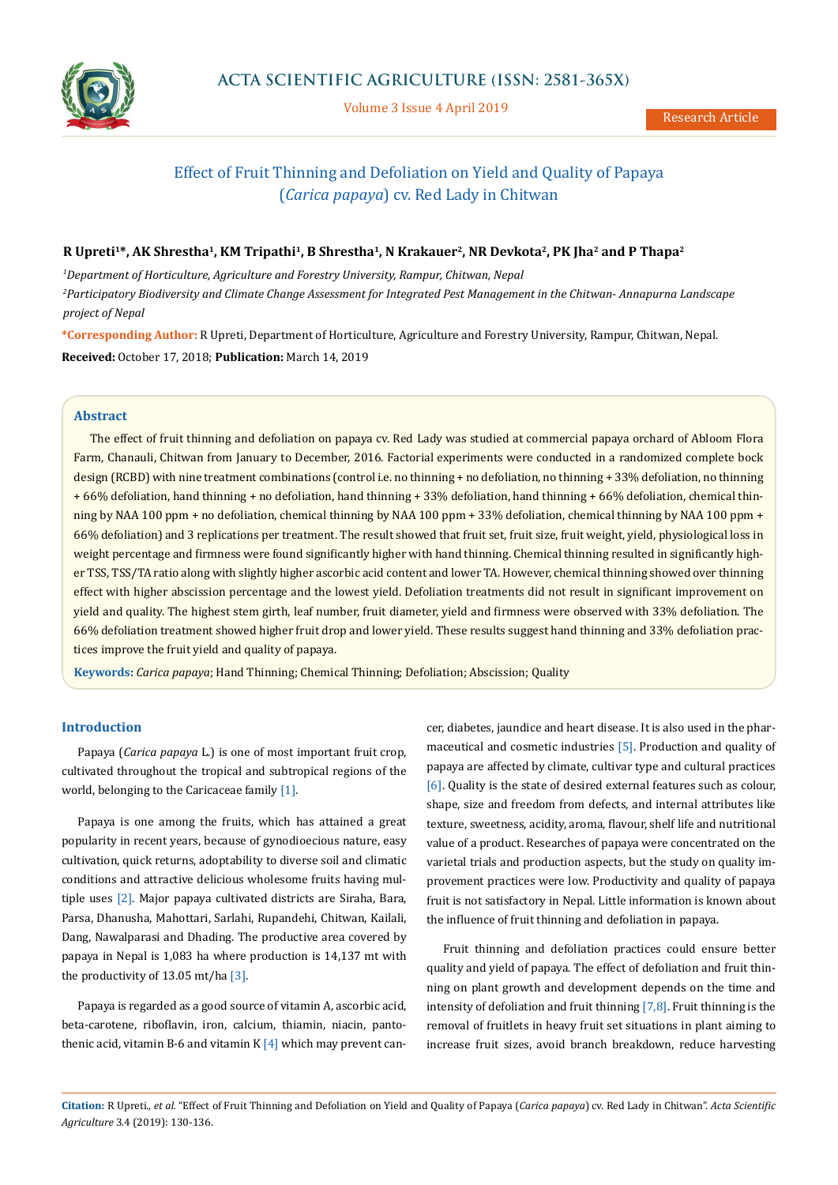# Effect of Fruit Thinning and Defoliation on Yield and Quality of Papaya (*Carica papaya*) cv. Red Lady in Chitwan

**R Upreti[1]*, AK Shrestha[1], KM Tripathi[1], B Shrestha[1], N Krakauer[2], NR Devkota[2], PK Jha[2] and P Thapa[2]**

[1]*Department of Horticulture, Agriculture and Forestry University, Rampur, Chitwan, Nepal*

[2]*Participatory Biodiversity and Climate Change Assessment for Integrated Pest Management in the Chitwan- Annapurna Landscape project of Nepal*

**\*Corresponding Author:** R Upreti, Department of Horticulture, Agriculture and Forestry University, Rampur, Chitwan, Nepal.

**Received:** October 17, 2018; **Publication:** March 14, 2019

## Abstract

The effect of fruit thinning and defoliation on papaya cv. Red Lady was studied at commercial papaya orchard of Abloom Flora Farm, Chanauli, Chitwan from January to December, 2016. Factorial experiments were conducted in a randomized complete bock design (RCBD) with nine treatment combinations (control i.e. no thinning + no defoliation, no thinning + 33% defoliation, no thinning + 66% defoliation, hand thinning + no defoliation, hand thinning + 33% defoliation, hand thinning + 66% defoliation, chemical thinning by NAA 100 ppm + no defoliation, chemical thinning by NAA 100 ppm + 33% defoliation, chemical thinning by NAA 100 ppm + 66% defoliation) and 3 replications per treatment. The result showed that fruit set, fruit size, fruit weight, yield, physiological loss in weight percentage and firmness were found significantly higher with hand thinning. Chemical thinning resulted in significantly higher TSS, TSS/TA ratio along with slightly higher ascorbic acid content and lower TA. However, chemical thinning showed over thinning effect with higher abscission percentage and the lowest yield. Defoliation treatments did not result in significant improvement on yield and quality. The highest stem girth, leaf number, fruit diameter, yield and firmness were observed with 33% defoliation. The 66% defoliation treatment showed higher fruit drop and lower yield. These results suggest hand thinning and 33% defoliation practices improve the fruit yield and quality of papaya.

**Keywords:** *Carica papaya*; Hand Thinning; Chemical Thinning; Defoliation; Abscission; Quality

## Introduction

Papaya (*Carica papaya* L.) is one of most important fruit crop, cultivated throughout the tropical and subtropical regions of the world, belonging to the Caricaceae family [1].

Papaya is one among the fruits, which has attained a great popularity in recent years, because of gynodioecious nature, easy cultivation, quick returns, adoptability to diverse soil and climatic conditions and attractive delicious wholesome fruits having multiple uses [2]. Major papaya cultivated districts are Siraha, Bara, Parsa, Dhanusha, Mahottari, Sarlahi, Rupandehi, Chitwan, Kailali, Dang, Nawalparasi and Dhading. The productive area covered by papaya in Nepal is 1,083 ha where production is 14,137 mt with the productivity of 13.05 mt/ha [3].

Papaya is regarded as a good source of vitamin A, ascorbic acid, beta-carotene, riboflavin, iron, calcium, thiamin, niacin, pantothenic acid, vitamin B-6 and vitamin K [4] which may prevent cancer, diabetes, jaundice and heart disease. It is also used in the pharmaceutical and cosmetic industries [5]. Production and quality of papaya are affected by climate, cultivar type and cultural practices [6]. Quality is the state of desired external features such as colour, shape, size and freedom from defects, and internal attributes like texture, sweetness, acidity, aroma, flavour, shelf life and nutritional value of a product. Researches of papaya were concentrated on the varietal trials and production aspects, but the study on quality improvement practices were low. Productivity and quality of papaya fruit is not satisfactory in Nepal. Little information is known about the influence of fruit thinning and defoliation in papaya.

Fruit thinning and defoliation practices could ensure better quality and yield of papaya. The effect of defoliation and fruit thinning on plant growth and development depends on the time and intensity of defoliation and fruit thinning [7,8]. Fruit thinning is the removal of fruitlets in heavy fruit set situations in plant aiming to increase fruit sizes, avoid branch breakdown, reduce harvesting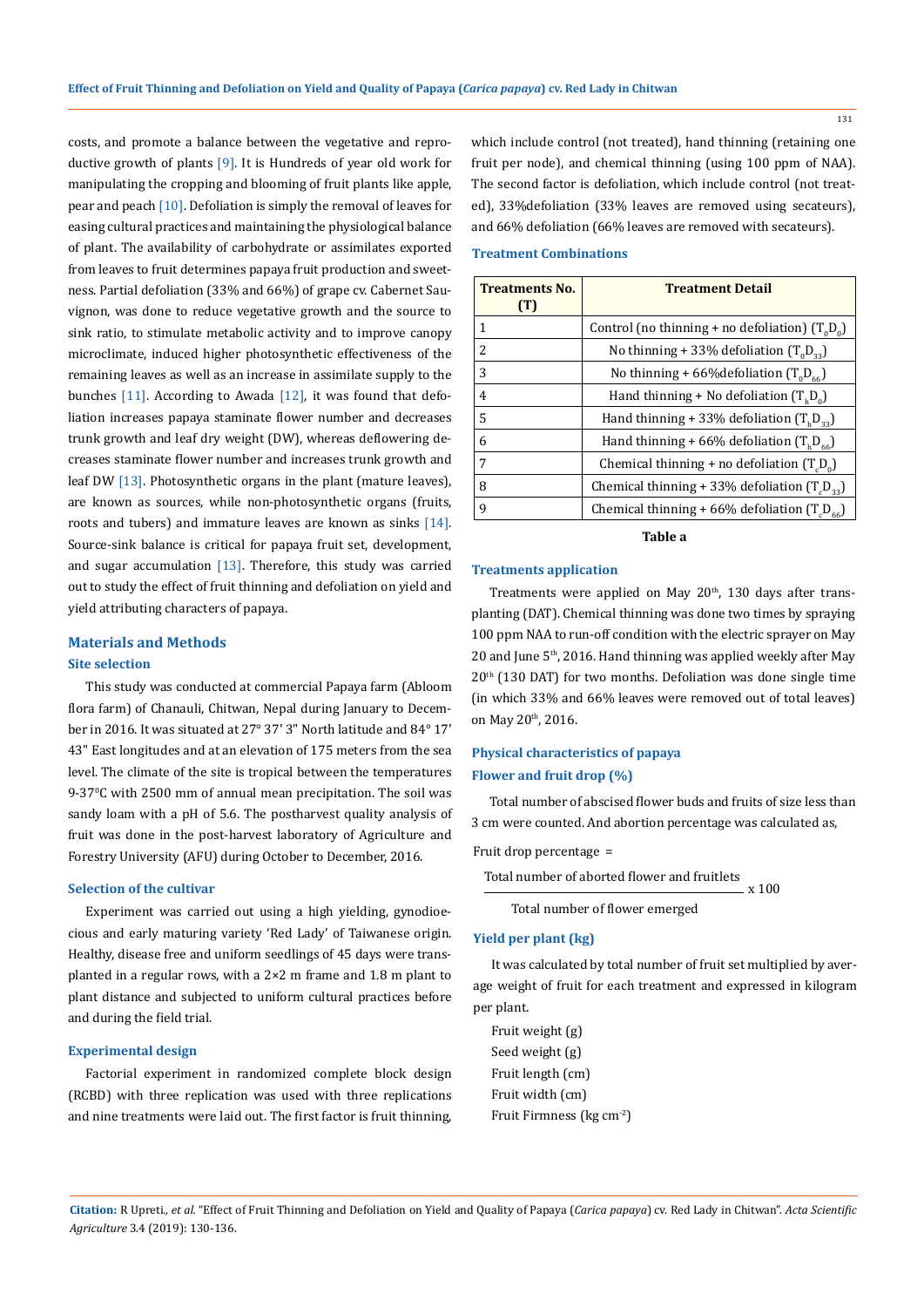costs, and promote a balance between the vegetative and reproductive growth of plants [9]. It is Hundreds of year old work for manipulating the cropping and blooming of fruit plants like apple, pear and peach [10]. Defoliation is simply the removal of leaves for easing cultural practices and maintaining the physiological balance of plant. The availability of carbohydrate or assimilates exported from leaves to fruit determines papaya fruit production and sweetness. Partial defoliation (33% and 66%) of grape cv. Cabernet Sauvignon, was done to reduce vegetative growth and the source to sink ratio, to stimulate metabolic activity and to improve canopy microclimate, induced higher photosynthetic effectiveness of the remaining leaves as well as an increase in assimilate supply to the bunches [11]. According to Awada [12], it was found that defoliation increases papaya staminate flower number and decreases trunk growth and leaf dry weight (DW), whereas deflowering decreases staminate flower number and increases trunk growth and leaf DW [13]. Photosynthetic organs in the plant (mature leaves), are known as sources, while non-photosynthetic organs (fruits, roots and tubers) and immature leaves are known as sinks [14]. Source-sink balance is critical for papaya fruit set, development, and sugar accumulation [13]. Therefore, this study was carried out to study the effect of fruit thinning and defoliation on yield and yield attributing characters of papaya.

## Materials and Methods

### Site selection

This study was conducted at commercial Papaya farm (Abloom flora farm) of Chanauli, Chitwan, Nepal during January to December in 2016. It was situated at 27° 37' 3" North latitude and 84° 17' 43" East longitudes and at an elevation of 175 meters from the sea level. The climate of the site is tropical between the temperatures 9-37$^0$C with 2500 mm of annual mean precipitation. The soil was sandy loam with a pH of 5.6. The postharvest quality analysis of fruit was done in the post-harvest laboratory of Agriculture and Forestry University (AFU) during October to December, 2016.

### Selection of the cultivar

Experiment was carried out using a high yielding, gynodioecious and early maturing variety 'Red Lady' of Taiwanese origin. Healthy, disease free and uniform seedlings of 45 days were transplanted in a regular rows, with a 2×2 m frame and 1.8 m plant to plant distance and subjected to uniform cultural practices before and during the field trial.

### Experimental design

Factorial experiment in randomized complete block design (RCBD) with three replication was used with three replications and nine treatments were laid out. The first factor is fruit thinning, which include control (not treated), hand thinning (retaining one fruit per node), and chemical thinning (using 100 ppm of NAA). The second factor is defoliation, which include control (not treated), 33%defoliation (33% leaves are removed using secateurs), and 66% defoliation (66% leaves are removed with secateurs).

### Treatment Combinations

| Treatments No. (T) | Treatment Detail |
|---|---|
| 1 | Control (no thinning + no defoliation) ($T_0D_0$) |
| 2 | No thinning + 33% defoliation ($T_0D_{33}$) |
| 3 | No thinning + 66%defoliation ($T_0D_{66}$) |
| 4 | Hand thinning + No defoliation ($T_hD_0$) |
| 5 | Hand thinning + 33% defoliation ($T_hD_{33}$) |
| 6 | Hand thinning + 66% defoliation ($T_hD_{66}$) |
| 7 | Chemical thinning + no defoliation ($T_cD_0$) |
| 8 | Chemical thinning + 33% defoliation ($T_cD_{33}$) |
| 9 | Chemical thinning + 66% defoliation ($T_cD_{66}$) |

**Table a**

### Treatments application

Treatments were applied on May 20$^{th}$, 130 days after transplanting (DAT). Chemical thinning was done two times by spraying 100 ppm NAA to run-off condition with the electric sprayer on May 20 and June 5$^{th}$, 2016. Hand thinning was applied weekly after May 20$^{th}$ (130 DAT) for two months. Defoliation was done single time (in which 33% and 66% leaves were removed out of total leaves) on May 20$^{th}$, 2016.

### Physical characteristics of papaya

### Flower and fruit drop (%)

Total number of abscised flower buds and fruits of size less than 3 cm were counted. And abortion percentage was calculated as,

$$\text{Fruit drop percentage} = \frac{\text{Total number of aborted flower and fruitlets}}{\text{Total number of flower emerged}} \times 100$$

### Yield per plant (kg)

It was calculated by total number of fruit set multiplied by average weight of fruit for each treatment and expressed in kilogram per plant.

Fruit weight (g)

Seed weight (g)

Fruit length (cm)

Fruit width (cm)

Fruit Firmness (kg cm$^{-2}$)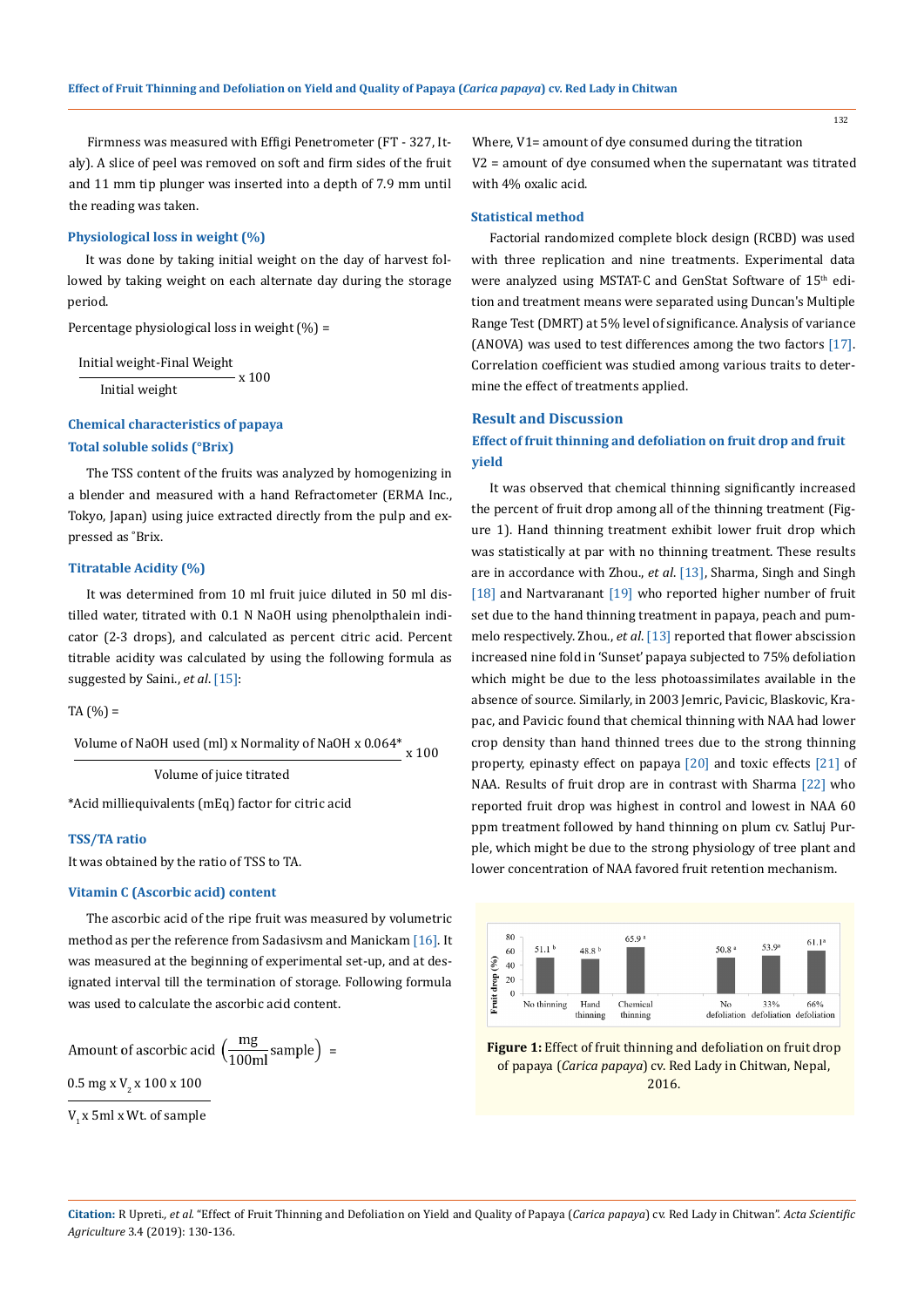Firmness was measured with Effigi Penetrometer (FT - 327, Italy). A slice of peel was removed on soft and firm sides of the fruit and 11 mm tip plunger was inserted into a depth of 7.9 mm until the reading was taken.

#### Physiological loss in weight (%)

It was done by taking initial weight on the day of harvest followed by taking weight on each alternate day during the storage period.

Percentage physiological loss in weight (%) =

$$\frac{\text{Initial weight-Final Weight}}{\text{Initial weight}} \times 100$$

#### Chemical characteristics of papaya

#### Total soluble solids (°Brix)

The TSS content of the fruits was analyzed by homogenizing in a blender and measured with a hand Refractometer (ERMA Inc., Tokyo, Japan) using juice extracted directly from the pulp and expressed as °Brix.

#### Titratable Acidity (%)

It was determined from 10 ml fruit juice diluted in 50 ml distilled water, titrated with 0.1 N NaOH using phenolpthalein indicator (2-3 drops), and calculated as percent citric acid. Percent titrable acidity was calculated by using the following formula as suggested by Saini., *et al*. [15]:

TA (%) =

$$\frac{\text{Volume of NaOH used (ml)} \times \text{Normality of NaOH} \times 0.064^{*}}{\text{Volume of juice titrated}} \times 100$$

*Acid milliequivalents (mEq) factor for citric acid

#### TSS/TA ratio

It was obtained by the ratio of TSS to TA.

#### Vitamin C (Ascorbic acid) content

The ascorbic acid of the ripe fruit was measured by volumetric method as per the reference from Sadasivsm and Manickam [16]. It was measured at the beginning of experimental set-up, and at designated interval till the termination of storage. Following formula was used to calculate the ascorbic acid content.

$$\text{Amount of ascorbic acid} \left(\frac{\text{mg}}{100\text{ml}}\text{sample}\right) = \frac{0.5 \text{ mg} \times V_2 \times 100 \times 100}{V_1 \times 5\text{ml} \times \text{Wt. of sample}}$$

Where, V1= amount of dye consumed during the titration

V2 = amount of dye consumed when the supernatant was titrated with 4% oxalic acid.

#### Statistical method

Factorial randomized complete block design (RCBD) was used with three replication and nine treatments. Experimental data were analyzed using MSTAT-C and GenStat Software of 15th edition and treatment means were separated using Duncan's Multiple Range Test (DMRT) at 5% level of significance. Analysis of variance (ANOVA) was used to test differences among the two factors [17]. Correlation coefficient was studied among various traits to determine the effect of treatments applied.

## Result and Discussion

### Effect of fruit thinning and defoliation on fruit drop and fruit yield

It was observed that chemical thinning significantly increased the percent of fruit drop among all of the thinning treatment (Figure 1). Hand thinning treatment exhibit lower fruit drop which was statistically at par with no thinning treatment. These results are in accordance with Zhou., *et al*. [13], Sharma, Singh and Singh [18] and Nartvaranant [19] who reported higher number of fruit set due to the hand thinning treatment in papaya, peach and pummelo respectively. Zhou., *et al*. [13] reported that flower abscission increased nine fold in 'Sunset' papaya subjected to 75% defoliation which might be due to the less photoassimilates available in the absence of source. Similarly, in 2003 Jemric, Pavicic, Blaskovic, Krapac, and Pavicic found that chemical thinning with NAA had lower crop density than hand thinned trees due to the strong thinning property, epinasty effect on papaya [20] and toxic effects [21] of NAA. Results of fruit drop are in contrast with Sharma [22] who reported fruit drop was highest in control and lowest in NAA 60 ppm treatment followed by hand thinning on plum cv. Satluj Purple, which might be due to the strong physiology of tree plant and lower concentration of NAA favored fruit retention mechanism.

| | No thinning | Hand thinning | Chemical thinning | No defoliation | 33% defoliation | 66% defoliation |
|---|---|---|---|---|---|---|
| Fruit drop (%) | 51.1 b | 48.8 b | 65.9 a | 50.8 a | 53.9a | 61.1a |

**Figure 1:** Effect of fruit thinning and defoliation on fruit drop of papaya (*Carica papaya*) cv. Red Lady in Chitwan, Nepal, 2016.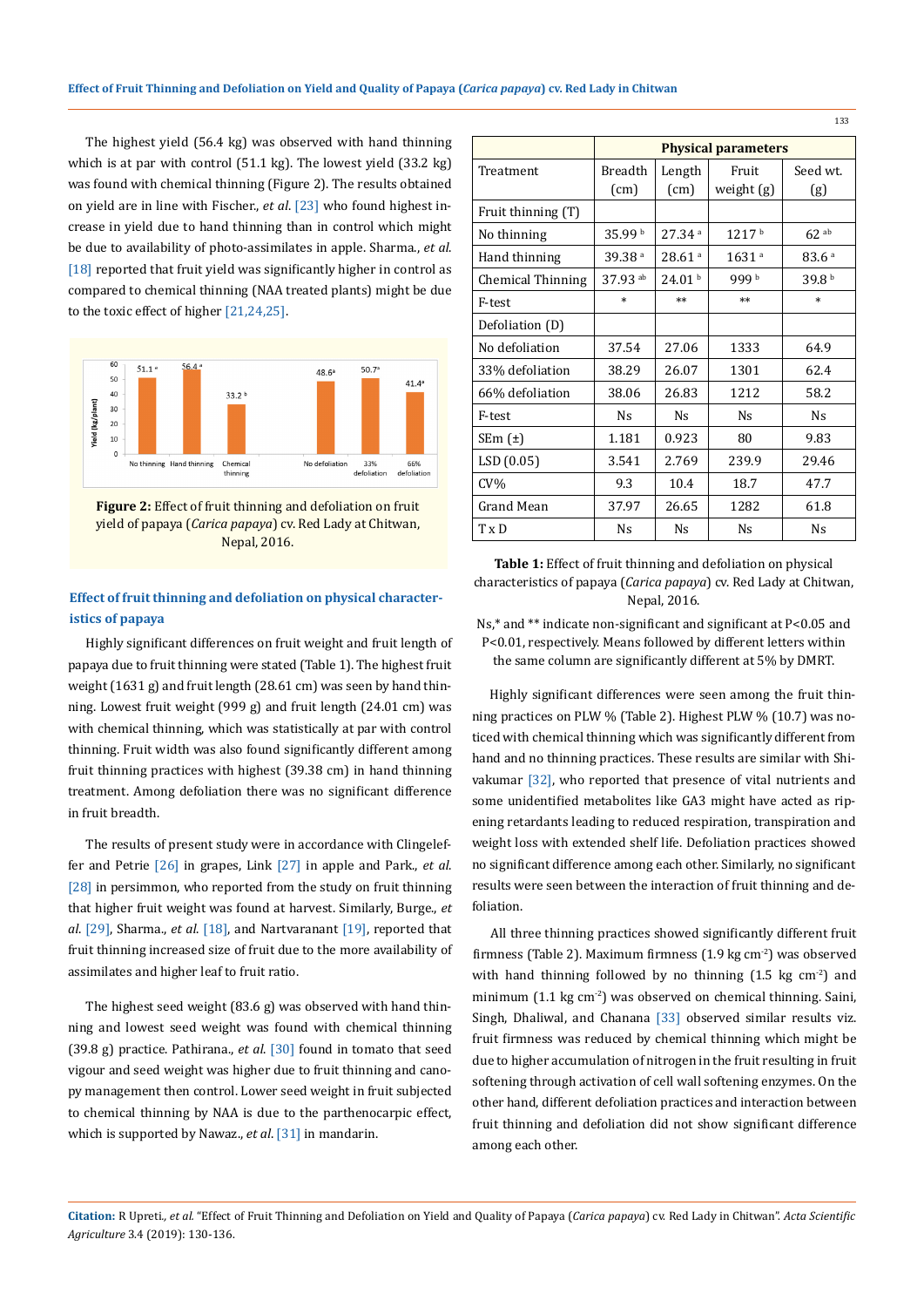The highest yield (56.4 kg) was observed with hand thinning which is at par with control (51.1 kg). The lowest yield (33.2 kg) was found with chemical thinning (Figure 2). The results obtained on yield are in line with Fischer., *et al*. [23] who found highest increase in yield due to hand thinning than in control which might be due to availability of photo-assimilates in apple. Sharma., *et al*. [18] reported that fruit yield was significantly higher in control as compared to chemical thinning (NAA treated plants) might be due to the toxic effect of higher [21,24,25].

**Figure 2:** Effect of fruit thinning and defoliation on fruit yield of papaya (*Carica papaya*) cv. Red Lady at Chitwan, Nepal, 2016.

### Effect of fruit thinning and defoliation on physical characteristics of papaya

Highly significant differences on fruit weight and fruit length of papaya due to fruit thinning were stated (Table 1). The highest fruit weight (1631 g) and fruit length (28.61 cm) was seen by hand thinning. Lowest fruit weight (999 g) and fruit length (24.01 cm) was with chemical thinning, which was statistically at par with control thinning. Fruit width was also found significantly different among fruit thinning practices with highest (39.38 cm) in hand thinning treatment. Among defoliation there was no significant difference in fruit breadth.

The results of present study were in accordance with Clingeleffer and Petrie [26] in grapes, Link [27] in apple and Park., *et al*. [28] in persimmon, who reported from the study on fruit thinning that higher fruit weight was found at harvest. Similarly, Burge., *et al*. [29], Sharma., *et al*. [18], and Nartvaranant [19], reported that fruit thinning increased size of fruit due to the more availability of assimilates and higher leaf to fruit ratio.

The highest seed weight (83.6 g) was observed with hand thinning and lowest seed weight was found with chemical thinning (39.8 g) practice. Pathirana., *et al*. [30] found in tomato that seed vigour and seed weight was higher due to fruit thinning and canopy management then control. Lower seed weight in fruit subjected to chemical thinning by NAA is due to the parthenocarpic effect, which is supported by Nawaz., *et al*. [31] in mandarin.

| | Physical parameters | | | |
|---|---|---|---|---|
| Treatment | Breadth (cm) | Length (cm) | Fruit weight (g) | Seed wt. (g) |
| Fruit thinning (T) | | | | |
| No thinning | 35.99 [b] | 27.34 [a] | 1217 [b] | 62 [ab] |
| Hand thinning | 39.38 [a] | 28.61 [a] | 1631 [a] | 83.6 [a] |
| Chemical Thinning | 37.93 [ab] | 24.01 [b] | 999 [b] | 39.8 [b] |
| F-test | * | ** | ** | * |
| Defoliation (D) | | | | |
| No defoliation | 37.54 | 27.06 | 1333 | 64.9 |
| 33% defoliation | 38.29 | 26.07 | 1301 | 62.4 |
| 66% defoliation | 38.06 | 26.83 | 1212 | 58.2 |
| F-test | Ns | Ns | Ns | Ns |
| SEm (±) | 1.181 | 0.923 | 80 | 9.83 |
| LSD (0.05) | 3.541 | 2.769 | 239.9 | 29.46 |
| CV% | 9.3 | 10.4 | 18.7 | 47.7 |
| Grand Mean | 37.97 | 26.65 | 1282 | 61.8 |
| T x D | Ns | Ns | Ns | Ns |

**Table 1:** Effect of fruit thinning and defoliation on physical characteristics of papaya (*Carica papaya*) cv. Red Lady at Chitwan, Nepal, 2016.

Ns,* and ** indicate non-significant and significant at $P<0.05$ and $P<0.01$, respectively. Means followed by different letters within the same column are significantly different at 5% by DMRT.

Highly significant differences were seen among the fruit thinning practices on PLW % (Table 2). Highest PLW % (10.7) was noticed with chemical thinning which was significantly different from hand and no thinning practices. These results are similar with Shivakumar [32], who reported that presence of vital nutrients and some unidentified metabolites like GA3 might have acted as ripening retardants leading to reduced respiration, transpiration and weight loss with extended shelf life. Defoliation practices showed no significant difference among each other. Similarly, no significant results were seen between the interaction of fruit thinning and defoliation.

All three thinning practices showed significantly different fruit firmness (Table 2). Maximum firmness (1.9 kg $cm^{-2}$) was observed with hand thinning followed by no thinning (1.5 kg $cm^{-2}$) and minimum (1.1 kg $cm^{-2}$) was observed on chemical thinning. Saini, Singh, Dhaliwal, and Chanana [33] observed similar results viz. fruit firmness was reduced by chemical thinning which might be due to higher accumulation of nitrogen in the fruit resulting in fruit softening through activation of cell wall softening enzymes. On the other hand, different defoliation practices and interaction between fruit thinning and defoliation did not show significant difference among each other.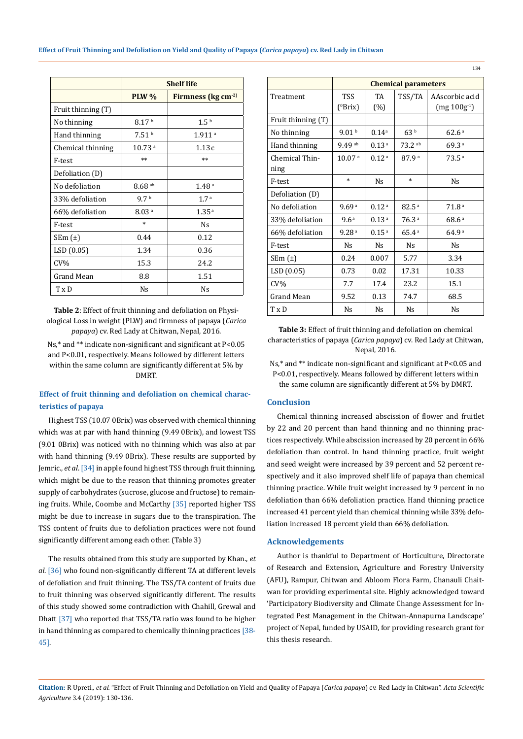|  | Shelf life |  |
|---|---|---|
|  | PLW % | Firmness (kg cm$^{-2}$) |
| Fruit thinning (T) |  |  |
| No thinning | 8.17 $^{b}$ | 1.5 $^{b}$ |
| Hand thinning | 7.51 $^{b}$ | 1.911 $^{a}$ |
| Chemical thinning | 10.73 $^{a}$ | 1.13c |
| F-test | ** | ** |
| Defoliation (D) |  |  |
| No defoliation | 8.68 $^{ab}$ | 1.48 $^{a}$ |
| 33% defoliation | 9.7 $^{b}$ | 1.7 $^{a}$ |
| 66% defoliation | 8.03 $^{a}$ | 1.35 $^{a}$ |
| F-test | * | Ns |
| SEm (±) | 0.44 | 0.12 |
| LSD (0.05) | 1.34 | 0.36 |
| CV% | 15.3 | 24.2 |
| Grand Mean | 8.8 | 1.51 |
| T x D | Ns | Ns |

**Table 2**: Effect of fruit thinning and defoliation on Physiological Loss in weight (PLW) and firmness of papaya (*Carica papaya*) cv. Red Lady at Chitwan, Nepal, 2016.

Ns,* and ** indicate non-significant and significant at P<0.05 and P<0.01, respectively. Means followed by different letters within the same column are significantly different at 5% by DMRT.

### Effect of fruit thinning and defoliation on chemical characteristics of papaya

Highest TSS (10.07 0Brix) was observed with chemical thinning which was at par with hand thinning (9.49 0Brix), and lowest TSS (9.01 0Brix) was noticed with no thinning which was also at par with hand thinning (9.49 0Brix). These results are supported by Jemric., *et al*. [34] in apple found highest TSS through fruit thinning, which might be due to the reason that thinning promotes greater supply of carbohydrates (sucrose, glucose and fructose) to remaining fruits. While, Coombe and McCarthy [35] reported higher TSS might be due to increase in sugars due to the transpiration. The TSS content of fruits due to defoliation practices were not found significantly different among each other. (Table 3)

The results obtained from this study are supported by Khan., *et al*. [36] who found non-significantly different TA at different levels of defoliation and fruit thinning. The TSS/TA content of fruits due to fruit thinning was observed significantly different. The results of this study showed some contradiction with Chahill, Grewal and Dhatt [37] who reported that TSS/TA ratio was found to be higher in hand thinning as compared to chemically thinning practices [38-45].

|  | Chemical parameters |  |  |  |
|---|---|---|---|---|
| Treatment | TSS ($^{0}$Brix) | TA (%) | TSS/TA | AAscorbic acid (mg 100g$^{-1}$) |
| Fruit thinning (T) |  |  |  |  |
| No thinning | 9.01 $^{b}$ | 0.14$^{a}$ | 63 $^{b}$ | 62.6 $^{a}$ |
| Hand thinning | 9.49 $^{ab}$ | 0.13 $^{a}$ | 73.2 $^{ab}$ | 69.3 $^{a}$ |
| Chemical Thinning | 10.07 $^{a}$ | 0.12 $^{a}$ | 87.9 $^{a}$ | 73.5 $^{a}$ |
| F-test | * | Ns | * | Ns |
| Defoliation (D) |  |  |  |  |
| No defoliation | 9.69 $^{a}$ | 0.12 $^{a}$ | 82.5 $^{a}$ | 71.8 $^{a}$ |
| 33% defoliation | 9.6 $^{a}$ | 0.13 $^{a}$ | 76.3 $^{a}$ | 68.6 $^{a}$ |
| 66% defoliation | 9.28 $^{a}$ | 0.15 $^{a}$ | 65.4 $^{a}$ | 64.9 $^{a}$ |
| F-test | Ns | Ns | Ns | Ns |
| SEm (±) | 0.24 | 0.007 | 5.77 | 3.34 |
| LSD (0.05) | 0.73 | 0.02 | 17.31 | 10.33 |
| CV% | 7.7 | 17.4 | 23.2 | 15.1 |
| Grand Mean | 9.52 | 0.13 | 74.7 | 68.5 |
| T x D | Ns | Ns | Ns | Ns |

**Table 3:** Effect of fruit thinning and defoliation on chemical characteristics of papaya (*Carica papaya*) cv. Red Lady at Chitwan, Nepal, 2016.

Ns,* and ** indicate non-significant and significant at P<0.05 and P<0.01, respectively. Means followed by different letters within the same column are significantly different at 5% by DMRT.

## Conclusion

Chemical thinning increased abscission of flower and fruitlet by 22 and 20 percent than hand thinning and no thinning practices respectively. While abscission increased by 20 percent in 66% defoliation than control. In hand thinning practice, fruit weight and seed weight were increased by 39 percent and 52 percent respectively and it also improved shelf life of papaya than chemical thinning practice. While fruit weight increased by 9 percent in no defoliation than 66% defoliation practice. Hand thinning practice increased 41 percent yield than chemical thinning while 33% defoliation increased 18 percent yield than 66% defoliation.

## Acknowledgements

Author is thankful to Department of Horticulture, Directorate of Research and Extension, Agriculture and Forestry University (AFU), Rampur, Chitwan and Abloom Flora Farm, Chanauli Chaitwan for providing experimental site. Highly acknowledged toward 'Participatory Biodiversity and Climate Change Assessment for Integrated Pest Management in the Chitwan-Annapurna Landscape' project of Nepal, funded by USAID, for providing research grant for this thesis research.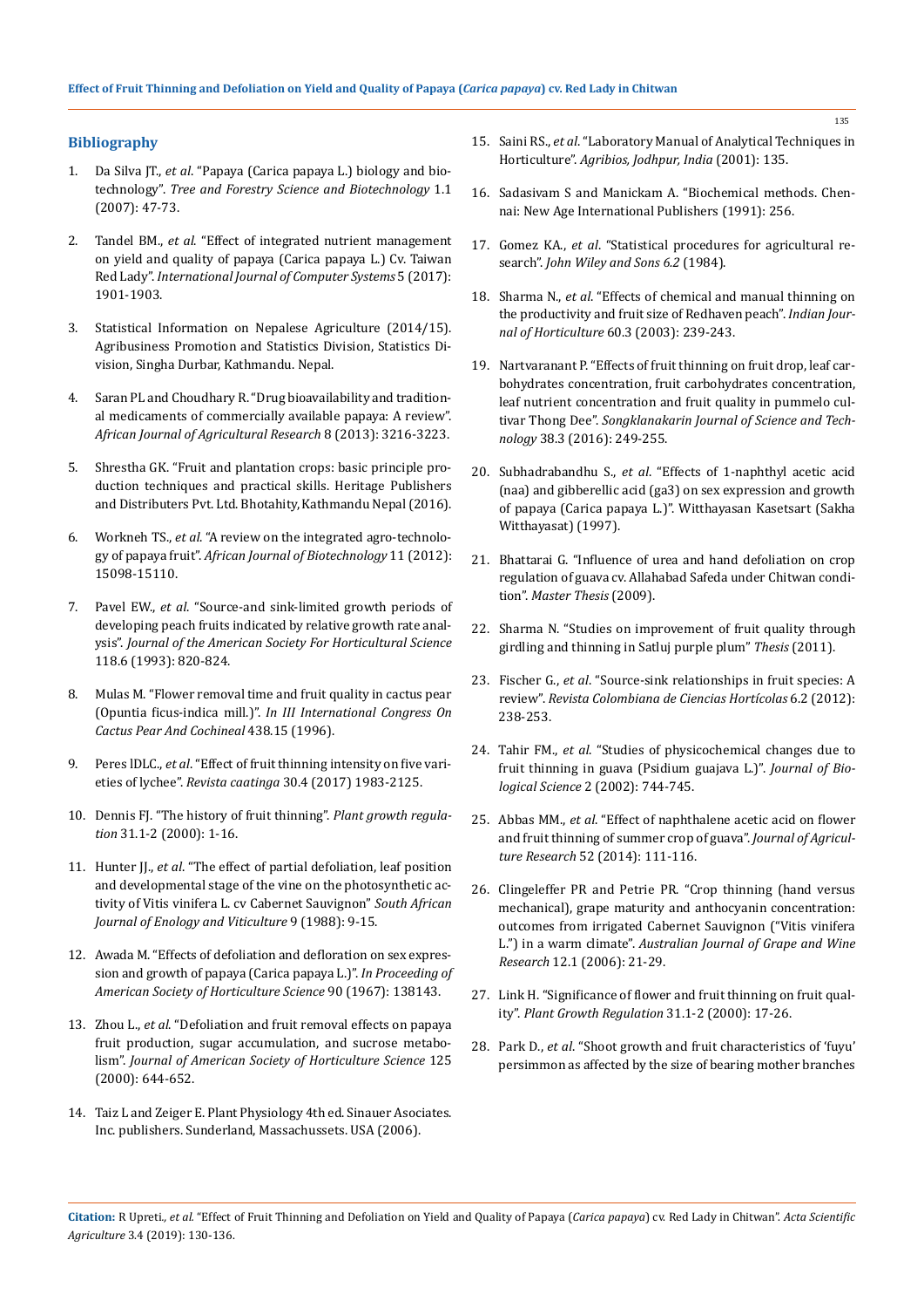## Bibliography

1. Da Silva JT., *et al*. "Papaya (Carica papaya L.) biology and biotechnology". *Tree and Forestry Science and Biotechnology* 1.1 (2007): 47-73.
2. Tandel BM., *et al.* "Effect of integrated nutrient management on yield and quality of papaya (Carica papaya L.) Cv. Taiwan Red Lady". *International Journal of Computer Systems* 5 (2017): 1901-1903.
3. Statistical Information on Nepalese Agriculture (2014/15). Agribusiness Promotion and Statistics Division, Statistics Division, Singha Durbar, Kathmandu. Nepal.
4. Saran PL and Choudhary R. "Drug bioavailability and traditional medicaments of commercially available papaya: A review". *African Journal of Agricultural Research* 8 (2013): 3216-3223.
5. Shrestha GK. "Fruit and plantation crops: basic principle production techniques and practical skills. Heritage Publishers and Distributers Pvt. Ltd. Bhotahity, Kathmandu Nepal (2016).
6. Workneh TS., *et al*. "A review on the integrated agro-technology of papaya fruit". *African Journal of Biotechnology* 11 (2012): 15098-15110.
7. Pavel EW., *et al.* "Source-and sink-limited growth periods of developing peach fruits indicated by relative growth rate analysis". *Journal of the American Society For Horticultural Science* 118.6 (1993): 820-824.
8. Mulas M. "Flower removal time and fruit quality in cactus pear (Opuntia ficus-indica mill.)". *In III International Congress On Cactus Pear And Cochineal* 438.15 (1996).
9. Peres lDLC., *et al*. "Effect of fruit thinning intensity on five varieties of lychee". *Revista caatinga* 30.4 (2017) 1983-2125.
10. Dennis FJ. "The history of fruit thinning". *Plant growth regulation* 31.1-2 (2000): 1-16.
11. Hunter JJ., *et al*. "The effect of partial defoliation, leaf position and developmental stage of the vine on the photosynthetic activity of Vitis vinifera L. cv Cabernet Sauvignon" *South African Journal of Enology and Viticulture* 9 (1988): 9-15.
12. Awada M. "Effects of defoliation and defloration on sex expression and growth of papaya (Carica papaya L.)". *In Proceeding of American Society of Horticulture Science* 90 (1967): 138143.
13. Zhou L., *et al.* "Defoliation and fruit removal effects on papaya fruit production, sugar accumulation, and sucrose metabolism". *Journal of American Society of Horticulture Science* 125 (2000): 644-652.
14. Taiz L and Zeiger E. Plant Physiology 4th ed. Sinauer Asociates. Inc. publishers. Sunderland, Massachussets. USA (2006).
15. Saini RS., *et al*. "Laboratory Manual of Analytical Techniques in Horticulture". *Agribios, Jodhpur, India* (2001): 135.
16. Sadasivam S and Manickam A. "Biochemical methods. Chennai: New Age International Publishers (1991): 256.
17. Gomez KA., *et al*. "Statistical procedures for agricultural research". *John Wiley and Sons 6.2* (1984).
18. Sharma N., *et al*. "Effects of chemical and manual thinning on the productivity and fruit size of Redhaven peach". *Indian Journal of Horticulture* 60.3 (2003): 239-243.
19. Nartvaranant P. "Effects of fruit thinning on fruit drop, leaf carbohydrates concentration, fruit carbohydrates concentration, leaf nutrient concentration and fruit quality in pummelo cultivar Thong Dee". *Songklanakarin Journal of Science and Technology* 38.3 (2016): 249-255.
20. Subhadrabandhu S., *et al*. "Effects of 1-naphthyl acetic acid (naa) and gibberellic acid (ga3) on sex expression and growth of papaya (Carica papaya L.)". Witthayasan Kasetsart (Sakha Witthayasat) (1997).
21. Bhattarai G. "Influence of urea and hand defoliation on crop regulation of guava cv. Allahabad Safeda under Chitwan condition". *Master Thesis* (2009).
22. Sharma N. "Studies on improvement of fruit quality through girdling and thinning in Satluj purple plum" *Thesis* (2011).
23. Fischer G., *et al*. "Source-sink relationships in fruit species: A review". *Revista Colombiana de Ciencias Hortícolas* 6.2 (2012): 238-253.
24. Tahir FM., *et al*. "Studies of physicochemical changes due to fruit thinning in guava (Psidium guajava L.)". *Journal of Biological Science* 2 (2002): 744-745.
25. Abbas MM., *et al*. "Effect of naphthalene acetic acid on flower and fruit thinning of summer crop of guava". *Journal of Agriculture Research* 52 (2014): 111-116.
26. Clingeleffer PR and Petrie PR. "Crop thinning (hand versus mechanical), grape maturity and anthocyanin concentration: outcomes from irrigated Cabernet Sauvignon ("Vitis vinifera L.") in a warm climate". *Australian Journal of Grape and Wine Research* 12.1 (2006): 21-29.
27. Link H. "Significance of flower and fruit thinning on fruit quality". *Plant Growth Regulation* 31.1-2 (2000): 17-26.
28. Park D., *et al*. "Shoot growth and fruit characteristics of 'fuyu' persimmon as affected by the size of bearing mother branches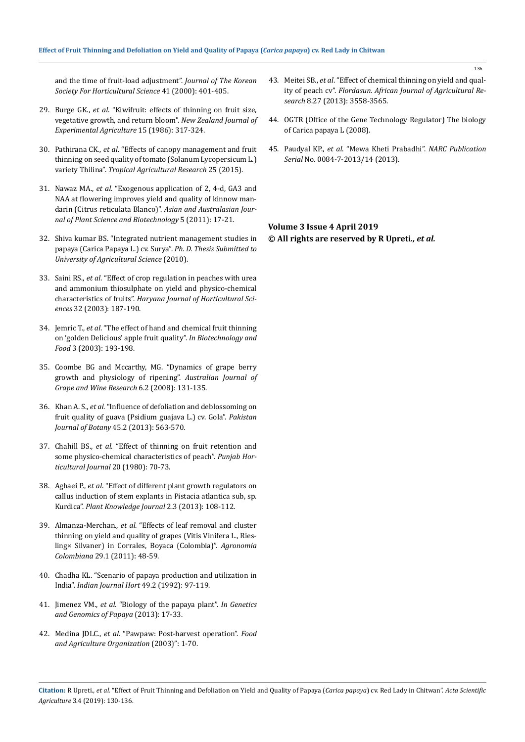and the time of fruit-load adjustment". *Journal of The Korean Society For Horticultural Science* 41 (2000): 401-405.

29. Burge GK., *et al*. "Kiwifruit: effects of thinning on fruit size, vegetative growth, and return bloom". *New Zealand Journal of Experimental Agriculture* 15 (1986): 317-324.

30. Pathirana CK., *et al*. "Effects of canopy management and fruit thinning on seed quality of tomato (Solanum Lycopersicum L.) variety Thilina". *Tropical Agricultural Research* 25 (2015).

31. Nawaz MA., *et al*. "Exogenous application of 2, 4-d, GA3 and NAA at flowering improves yield and quality of kinnow mandarin (Citrus reticulata Blanco)". *Asian and Australasian Journal of Plant Science and Biotechnology* 5 (2011): 17-21.

32. Shiva kumar BS. "Integrated nutrient management studies in papaya (Carica Papaya L.) cv. Surya". *Ph. D. Thesis Submitted to University of Agricultural Science* (2010).

33. Saini RS., *et al*. "Effect of crop regulation in peaches with urea and ammonium thiosulphate on yield and physico-chemical characteristics of fruits". *Haryana Journal of Horticultural Sciences* 32 (2003): 187-190.

34. Jemric T., *et al*. "The effect of hand and chemical fruit thinning on 'golden Delicious' apple fruit quality". *In Biotechnology and Food* 3 (2003): 193-198.

35. Coombe BG and Mccarthy, MG. "Dynamics of grape berry growth and physiology of ripening". *Australian Journal of Grape and Wine Research* 6.2 (2008): 131-135.

36. Khan A. S., *et al*. "Influence of defoliation and deblossoming on fruit quality of guava (Psidium guajava L.) cv. Gola". *Pakistan Journal of Botany* 45.2 (2013): 563-570.

37. Chahill BS., *et al*. "Effect of thinning on fruit retention and some physico-chemical characteristics of peach". *Punjab Horticultural Journal* 20 (1980): 70-73.

38. Aghaei P., *et al*. "Effect of different plant growth regulators on callus induction of stem explants in Pistacia atlantica sub, sp. Kurdica". *Plant Knowledge Journal* 2.3 (2013): 108-112.

39. Almanza-Merchan., *et al*. "Effects of leaf removal and cluster thinning on yield and quality of grapes (Vitis Vinifera L., Riesling× Silvaner) in Corrales, Boyaca (Colombia)". *Agronomia Colombiana* 29.1 (2011): 48-59.

40. Chadha KL. "Scenario of papaya production and utilization in India". *Indian Journal Hort* 49.2 (1992): 97-119.

41. Jimenez VM., *et al*. "Biology of the papaya plant". *In Genetics and Genomics of Papaya* (2013): 17-33.

42. Medina JDLC., *et al*. "Pawpaw: Post-harvest operation". *Food and Agriculture Organization* (2003)": 1-70.

43. Meitei SB., *et al*. "Effect of chemical thinning on yield and quality of peach cv". *Flordasun. African Journal of Agricultural Research* 8.27 (2013): 3558-3565.

44. OGTR (Office of the Gene Technology Regulator) The biology of Carica papaya L (2008).

45. Paudyal KP., *et al*. "Mewa Kheti Prabadhi". *NARC Publication Serial* No. 0084-7-2013/14 (2013).

**Volume 3 Issue 4 April 2019**
**© All rights are reserved by R Upreti., *et al.***